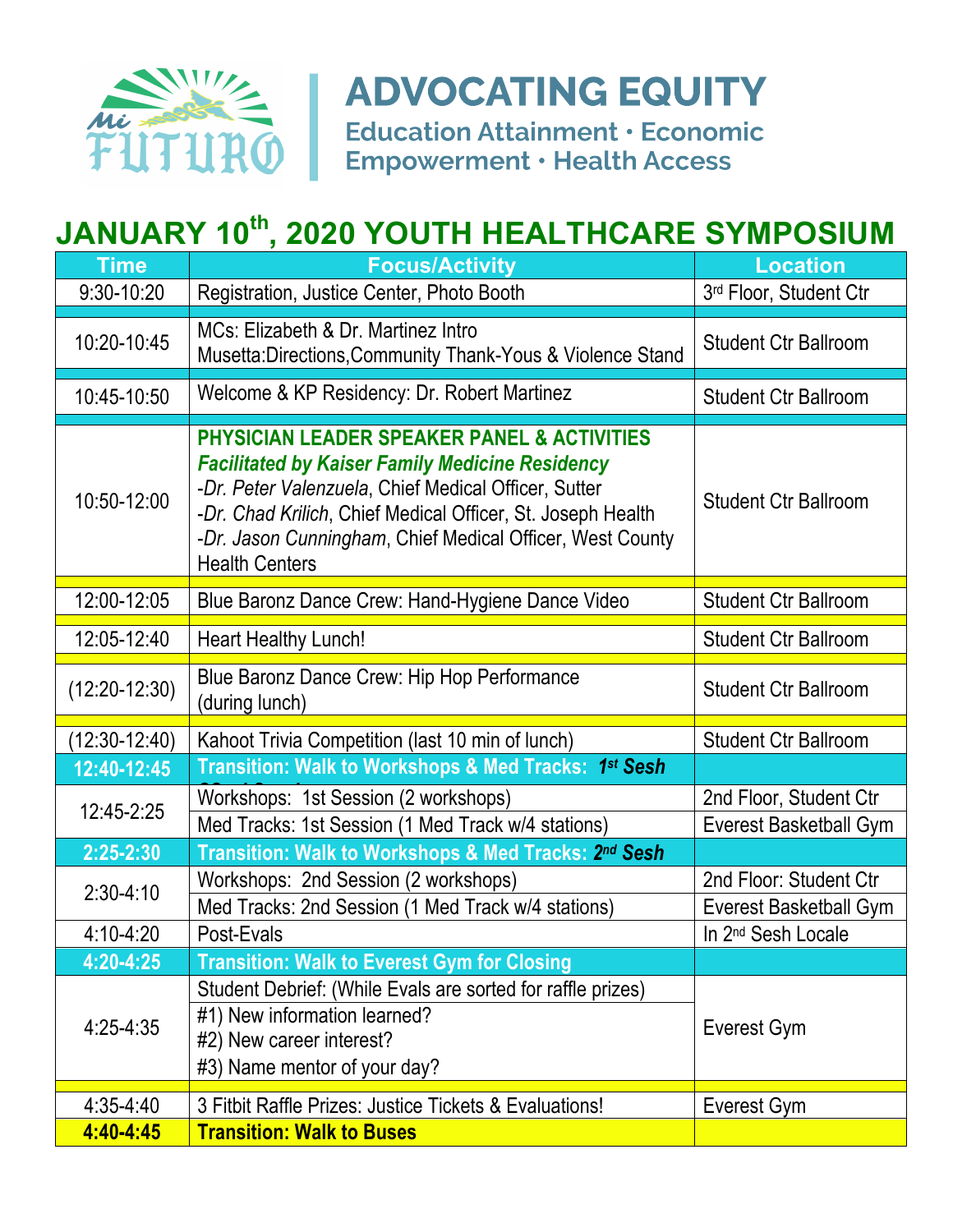Mi FUTURO

# ADVOCATING EQUITY

**Education Attainment • Economic Empowerment • Health Access**

## JANUARY 10th, 2020 YOUTH HEALTHCARE SYMPOSIUM

| Time | Focus/Activity | Location |
|---|---|---|
| 9:30-10:20 | Registration, Justice Center, Photo Booth | 3rd Floor, Student Ctr |
| 10:20-10:45 | MCs: Elizabeth & Dr. Martinez Intro<br>Musetta:Directions,Community Thank-Yous & Violence Stand | Student Ctr Ballroom |
| 10:45-10:50 | Welcome & KP Residency: Dr. Robert Martinez | Student Ctr Ballroom |
| 10:50-12:00 | **PHYSICIAN LEADER SPEAKER PANEL & ACTIVITIES**<br>***Facilitated by Kaiser Family Medicine Residency***<br>-*Dr. Peter Valenzuela*, Chief Medical Officer, Sutter<br>-*Dr. Chad Krilich*, Chief Medical Officer, St. Joseph Health<br>-*Dr. Jason Cunningham*, Chief Medical Officer, West County Health Centers | Student Ctr Ballroom |
| 12:00-12:05 | Blue Baronz Dance Crew: Hand-Hygiene Dance Video | Student Ctr Ballroom |
| 12:05-12:40 | Heart Healthy Lunch! | Student Ctr Ballroom |
| (12:20-12:30) | Blue Baronz Dance Crew: Hip Hop Performance (during lunch) | Student Ctr Ballroom |
| (12:30-12:40) | Kahoot Trivia Competition (last 10 min of lunch) | Student Ctr Ballroom |
| **12:40-12:45** | **Transition: Walk to Workshops & Med Tracks: *1st Sesh*** | |
| 12:45-2:25 | Workshops: 1st Session (2 workshops) | 2nd Floor, Student Ctr |
| | Med Tracks: 1st Session (1 Med Track w/4 stations) | Everest Basketball Gym |
| **2:25-2:30** | **Transition: Walk to Workshops & Med Tracks: *2nd Sesh*** | |
| 2:30-4:10 | Workshops: 2nd Session (2 workshops) | 2nd Floor: Student Ctr |
| | Med Tracks: 2nd Session (1 Med Track w/4 stations) | Everest Basketball Gym |
| 4:10-4:20 | Post-Evals | In 2nd Sesh Locale |
| **4:20-4:25** | **Transition: Walk to Everest Gym for Closing** | |
| 4:25-4:35 | Student Debrief: (While Evals are sorted for raffle prizes)<br>#1) New information learned?<br>#2) New career interest?<br>#3) Name mentor of your day? | Everest Gym |
| 4:35-4:40 | 3 Fitbit Raffle Prizes: Justice Tickets & Evaluations! | Everest Gym |
| **4:40-4:45** | **Transition: Walk to Buses** | |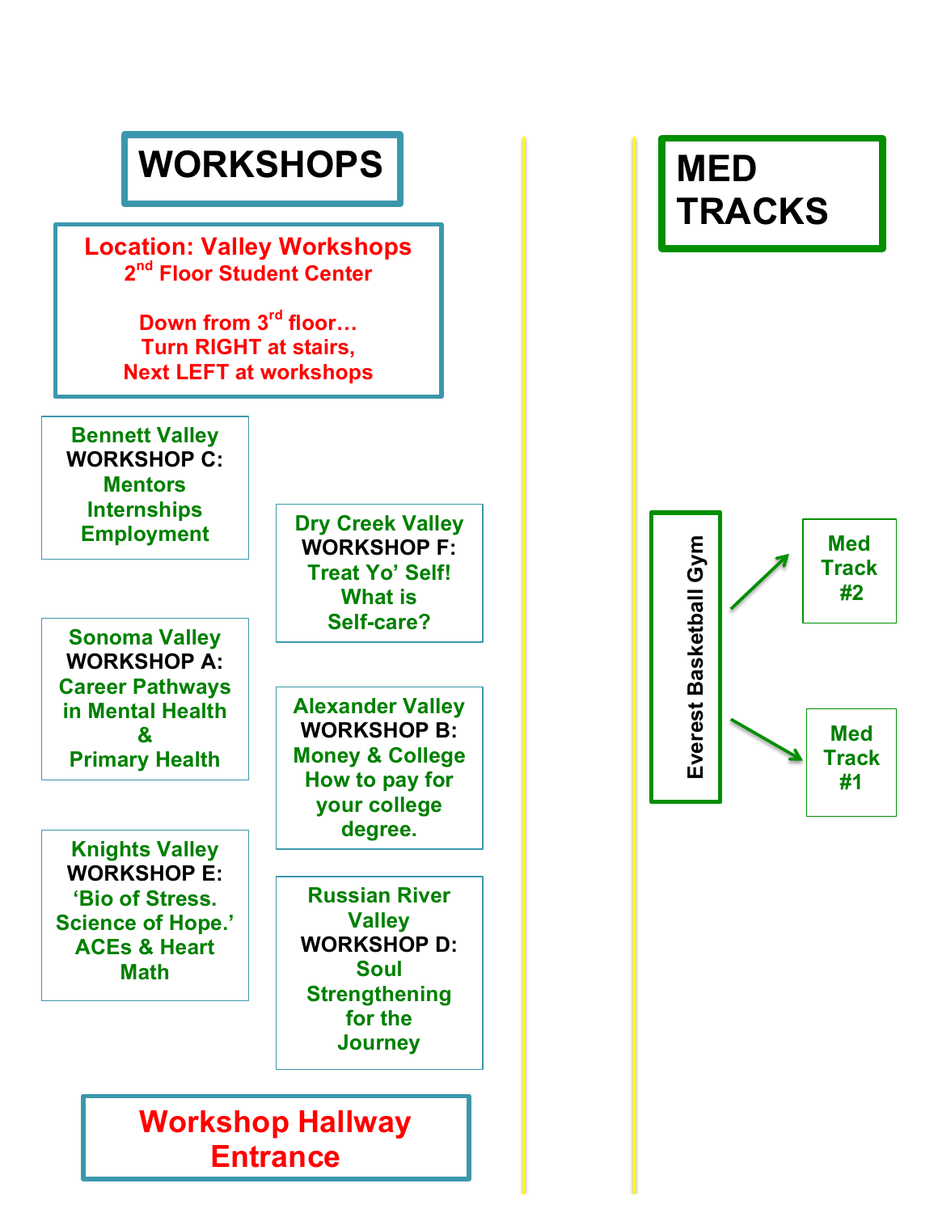# WORKSHOPS

**Location: Valley Workshops**
**2nd Floor Student Center**

**Down from 3rd floor…**
**Turn RIGHT at stairs,**
**Next LEFT at workshops**

**Bennett Valley**
**WORKSHOP C:**
**Mentors**
**Internships**
**Employment**

**Dry Creek Valley**
**WORKSHOP F:**
**Treat Yo' Self!**
**What is**
**Self-care?**

**Sonoma Valley**
**WORKSHOP A:**
**Career Pathways**
**in Mental Health**
**&**
**Primary Health**

**Alexander Valley**
**WORKSHOP B:**
**Money & College**
**How to pay for**
**your college**
**degree.**

**Knights Valley**
**WORKSHOP E:**
**'Bio of Stress.**
**Science of Hope.'**
**ACEs & Heart**
**Math**

**Russian River**
**Valley**
**WORKSHOP D:**
**Soul**
**Strengthening**
**for the**
**Journey**

**Workshop Hallway**
**Entrance**

# MED TRACKS

**Everest Basketball Gym**

**Med Track #2**

**Med Track #1**